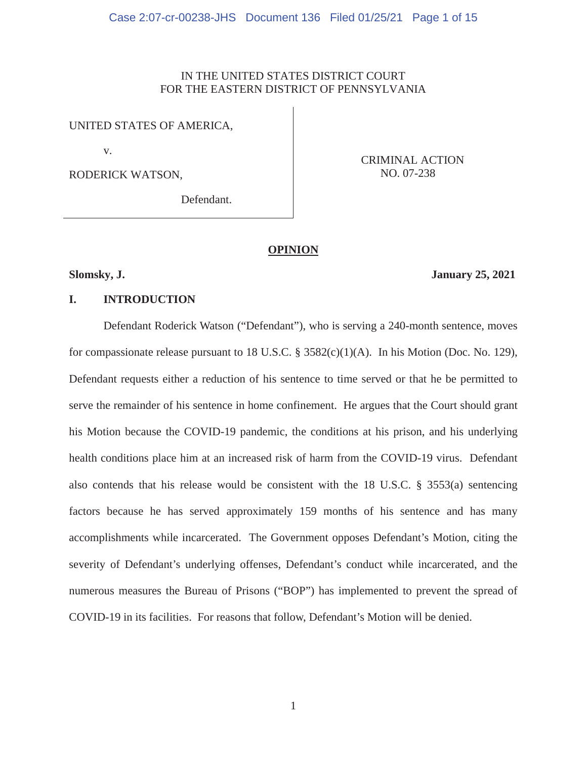IN THE UNITED STATES DISTRICT COURT
FOR THE EASTERN DISTRICT OF PENNSYLVANIA

| | |
|---|---|
| UNITED STATES OF AMERICA,<br><br>v.<br><br>RODERICK WATSON,<br><br>Defendant. | CRIMINAL ACTION<br>NO. 07-238 |

**OPINION**

**Slomsky, J.** **January 25, 2021**

## I. INTRODUCTION

Defendant Roderick Watson ("Defendant"), who is serving a 240-month sentence, moves for compassionate release pursuant to 18 U.S.C. § 3582(c)(1)(A). In his Motion (Doc. No. 129), Defendant requests either a reduction of his sentence to time served or that he be permitted to serve the remainder of his sentence in home confinement. He argues that the Court should grant his Motion because the COVID-19 pandemic, the conditions at his prison, and his underlying health conditions place him at an increased risk of harm from the COVID-19 virus. Defendant also contends that his release would be consistent with the 18 U.S.C. § 3553(a) sentencing factors because he has served approximately 159 months of his sentence and has many accomplishments while incarcerated. The Government opposes Defendant's Motion, citing the severity of Defendant's underlying offenses, Defendant's conduct while incarcerated, and the numerous measures the Bureau of Prisons ("BOP") has implemented to prevent the spread of COVID-19 in its facilities. For reasons that follow, Defendant's Motion will be denied.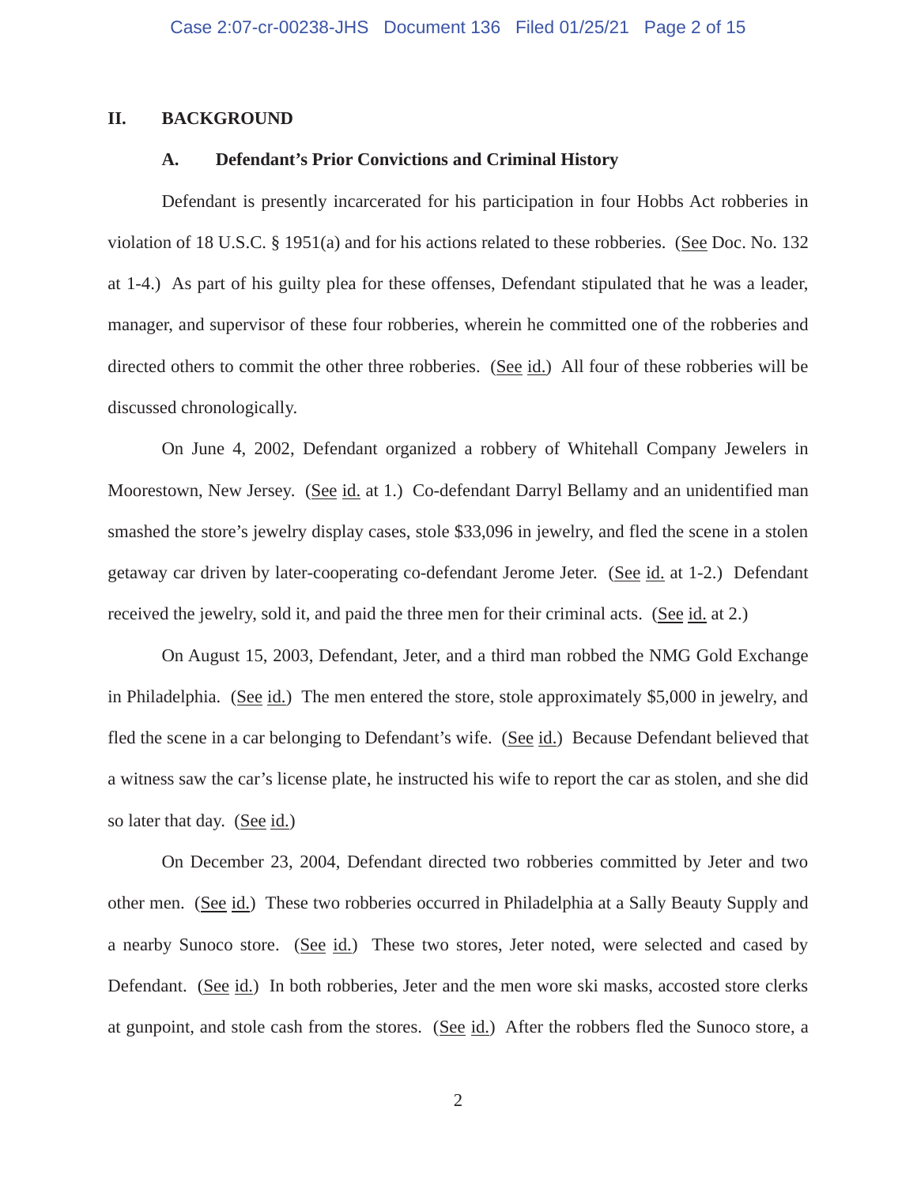## II. BACKGROUND

### A. Defendant's Prior Convictions and Criminal History

Defendant is presently incarcerated for his participation in four Hobbs Act robberies in violation of 18 U.S.C. § 1951(a) and for his actions related to these robberies. (See Doc. No. 132 at 1-4.) As part of his guilty plea for these offenses, Defendant stipulated that he was a leader, manager, and supervisor of these four robberies, wherein he committed one of the robberies and directed others to commit the other three robberies. (See id.) All four of these robberies will be discussed chronologically.

On June 4, 2002, Defendant organized a robbery of Whitehall Company Jewelers in Moorestown, New Jersey. (See id. at 1.) Co-defendant Darryl Bellamy and an unidentified man smashed the store's jewelry display cases, stole $33,096 in jewelry, and fled the scene in a stolen getaway car driven by later-cooperating co-defendant Jerome Jeter. (See id. at 1-2.) Defendant received the jewelry, sold it, and paid the three men for their criminal acts. (See id. at 2.)

On August 15, 2003, Defendant, Jeter, and a third man robbed the NMG Gold Exchange in Philadelphia. (See id.) The men entered the store, stole approximately $5,000 in jewelry, and fled the scene in a car belonging to Defendant's wife. (See id.) Because Defendant believed that a witness saw the car's license plate, he instructed his wife to report the car as stolen, and she did so later that day. (See id.)

On December 23, 2004, Defendant directed two robberies committed by Jeter and two other men. (See id.) These two robberies occurred in Philadelphia at a Sally Beauty Supply and a nearby Sunoco store. (See id.) These two stores, Jeter noted, were selected and cased by Defendant. (See id.) In both robberies, Jeter and the men wore ski masks, accosted store clerks at gunpoint, and stole cash from the stores. (See id.) After the robbers fled the Sunoco store, a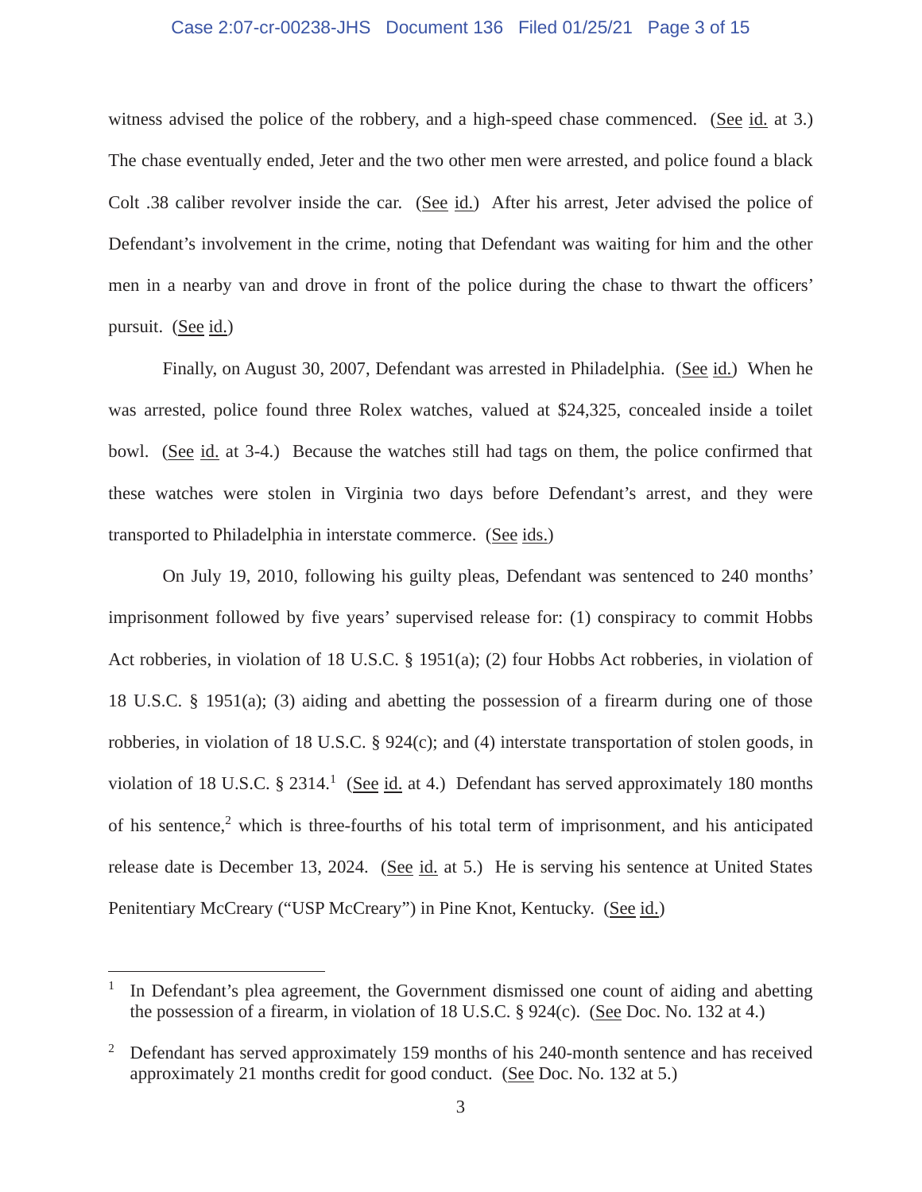witness advised the police of the robbery, and a high-speed chase commenced. (See id. at 3.) The chase eventually ended, Jeter and the two other men were arrested, and police found a black Colt .38 caliber revolver inside the car. (See id.) After his arrest, Jeter advised the police of Defendant's involvement in the crime, noting that Defendant was waiting for him and the other men in a nearby van and drove in front of the police during the chase to thwart the officers' pursuit. (See id.)

Finally, on August 30, 2007, Defendant was arrested in Philadelphia. (See id.) When he was arrested, police found three Rolex watches, valued at $24,325, concealed inside a toilet bowl. (See id. at 3-4.) Because the watches still had tags on them, the police confirmed that these watches were stolen in Virginia two days before Defendant's arrest, and they were transported to Philadelphia in interstate commerce. (See ids.)

On July 19, 2010, following his guilty pleas, Defendant was sentenced to 240 months' imprisonment followed by five years' supervised release for: (1) conspiracy to commit Hobbs Act robberies, in violation of 18 U.S.C. § 1951(a); (2) four Hobbs Act robberies, in violation of 18 U.S.C. § 1951(a); (3) aiding and abetting the possession of a firearm during one of those robberies, in violation of 18 U.S.C. § 924(c); and (4) interstate transportation of stolen goods, in violation of 18 U.S.C. § 2314.[1] (See id. at 4.) Defendant has served approximately 180 months of his sentence,[2] which is three-fourths of his total term of imprisonment, and his anticipated release date is December 13, 2024. (See id. at 5.) He is serving his sentence at United States Penitentiary McCreary ("USP McCreary") in Pine Knot, Kentucky. (See id.)

---

[1] In Defendant's plea agreement, the Government dismissed one count of aiding and abetting the possession of a firearm, in violation of 18 U.S.C. § 924(c). (See Doc. No. 132 at 4.)

[2] Defendant has served approximately 159 months of his 240-month sentence and has received approximately 21 months credit for good conduct. (See Doc. No. 132 at 5.)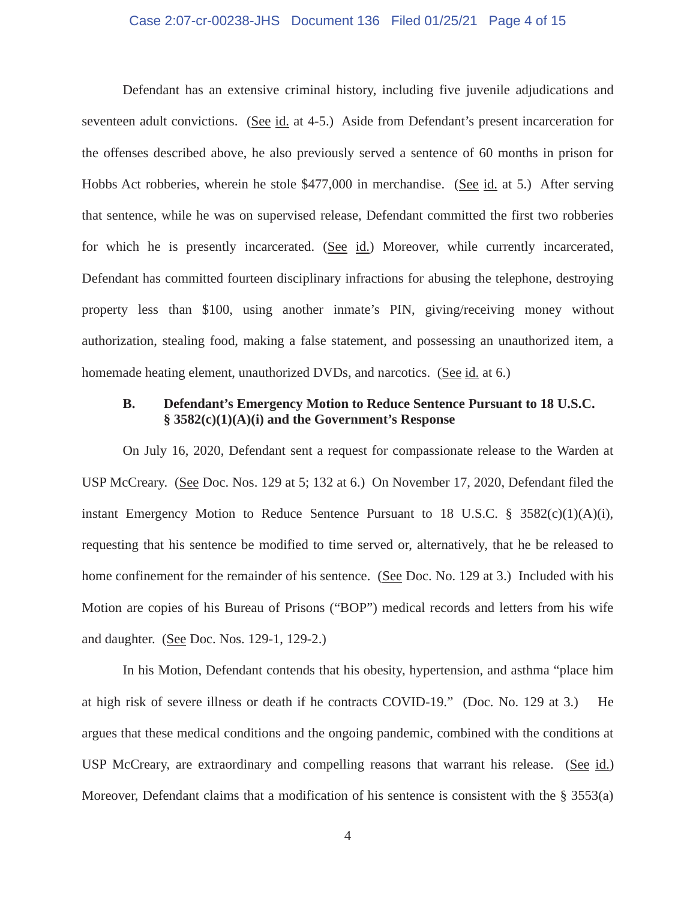Defendant has an extensive criminal history, including five juvenile adjudications and seventeen adult convictions. (See id. at 4-5.) Aside from Defendant's present incarceration for the offenses described above, he also previously served a sentence of 60 months in prison for Hobbs Act robberies, wherein he stole $477,000 in merchandise. (See id. at 5.) After serving that sentence, while he was on supervised release, Defendant committed the first two robberies for which he is presently incarcerated. (See id.) Moreover, while currently incarcerated, Defendant has committed fourteen disciplinary infractions for abusing the telephone, destroying property less than $100, using another inmate's PIN, giving/receiving money without authorization, stealing food, making a false statement, and possessing an unauthorized item, a homemade heating element, unauthorized DVDs, and narcotics. (See id. at 6.)

### B. Defendant's Emergency Motion to Reduce Sentence Pursuant to 18 U.S.C. § 3582(c)(1)(A)(i) and the Government's Response

On July 16, 2020, Defendant sent a request for compassionate release to the Warden at USP McCreary. (See Doc. Nos. 129 at 5; 132 at 6.) On November 17, 2020, Defendant filed the instant Emergency Motion to Reduce Sentence Pursuant to 18 U.S.C. § 3582(c)(1)(A)(i), requesting that his sentence be modified to time served or, alternatively, that he be released to home confinement for the remainder of his sentence. (See Doc. No. 129 at 3.) Included with his Motion are copies of his Bureau of Prisons ("BOP") medical records and letters from his wife and daughter. (See Doc. Nos. 129-1, 129-2.)

In his Motion, Defendant contends that his obesity, hypertension, and asthma "place him at high risk of severe illness or death if he contracts COVID-19." (Doc. No. 129 at 3.) He argues that these medical conditions and the ongoing pandemic, combined with the conditions at USP McCreary, are extraordinary and compelling reasons that warrant his release. (See id.) Moreover, Defendant claims that a modification of his sentence is consistent with the § 3553(a)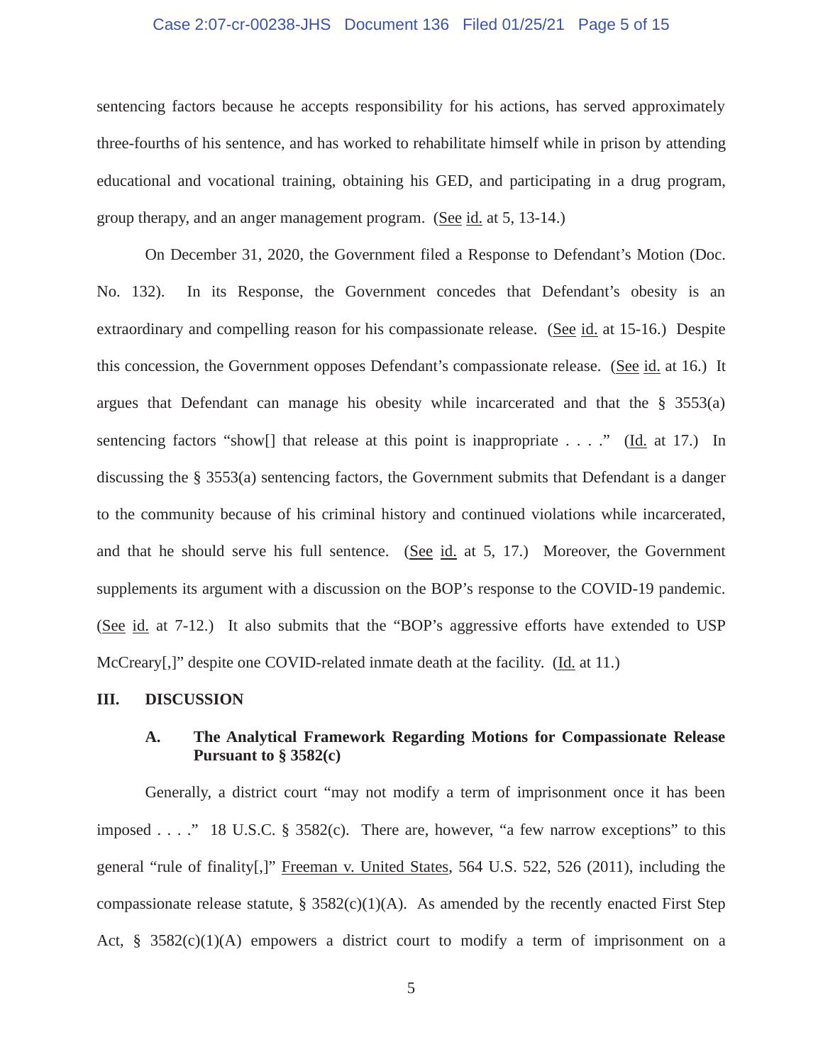sentencing factors because he accepts responsibility for his actions, has served approximately three-fourths of his sentence, and has worked to rehabilitate himself while in prison by attending educational and vocational training, obtaining his GED, and participating in a drug program, group therapy, and an anger management program. (See id. at 5, 13-14.)

On December 31, 2020, the Government filed a Response to Defendant's Motion (Doc. No. 132). In its Response, the Government concedes that Defendant's obesity is an extraordinary and compelling reason for his compassionate release. (See id. at 15-16.) Despite this concession, the Government opposes Defendant's compassionate release. (See id. at 16.) It argues that Defendant can manage his obesity while incarcerated and that the § 3553(a) sentencing factors "show[] that release at this point is inappropriate . . . ." (Id. at 17.) In discussing the § 3553(a) sentencing factors, the Government submits that Defendant is a danger to the community because of his criminal history and continued violations while incarcerated, and that he should serve his full sentence. (See id. at 5, 17.) Moreover, the Government supplements its argument with a discussion on the BOP's response to the COVID-19 pandemic. (See id. at 7-12.) It also submits that the "BOP's aggressive efforts have extended to USP McCreary[,]" despite one COVID-related inmate death at the facility. (Id. at 11.)

## III. DISCUSSION

### A. The Analytical Framework Regarding Motions for Compassionate Release Pursuant to § 3582(c)

Generally, a district court "may not modify a term of imprisonment once it has been imposed . . . ." 18 U.S.C. § 3582(c). There are, however, "a few narrow exceptions" to this general "rule of finality[,]" Freeman v. United States, 564 U.S. 522, 526 (2011), including the compassionate release statute, § 3582(c)(1)(A). As amended by the recently enacted First Step Act, § 3582(c)(1)(A) empowers a district court to modify a term of imprisonment on a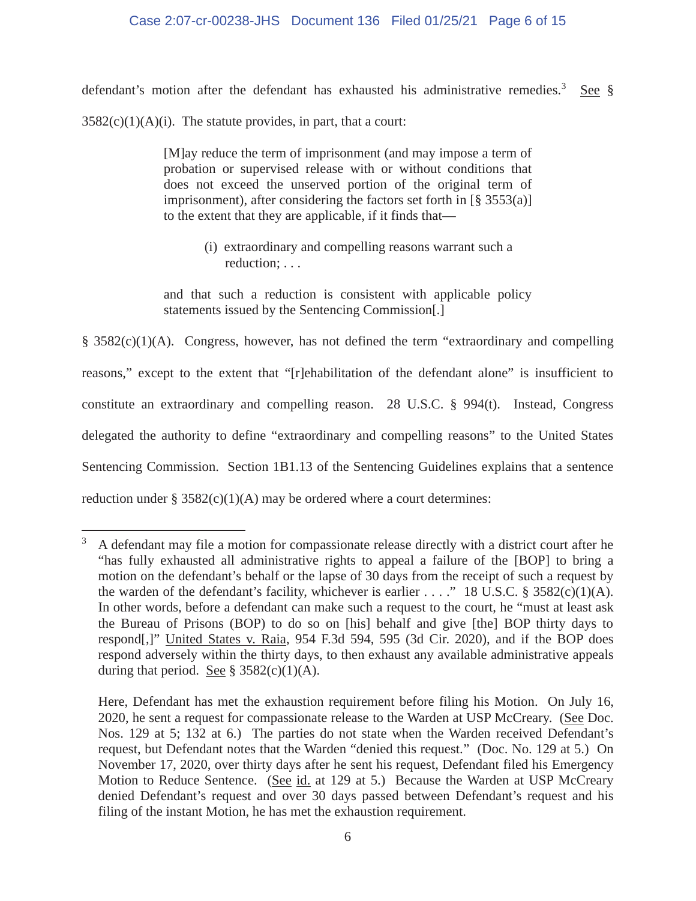defendant's motion after the defendant has exhausted his administrative remedies.[3] See § 3582(c)(1)(A)(i). The statute provides, in part, that a court:

> [M]ay reduce the term of imprisonment (and may impose a term of probation or supervised release with or without conditions that does not exceed the unserved portion of the original term of imprisonment), after considering the factors set forth in [§ 3553(a)] to the extent that they are applicable, if it finds that—
>
> > (i) extraordinary and compelling reasons warrant such a reduction; . . .
>
> and that such a reduction is consistent with applicable policy statements issued by the Sentencing Commission[.]

§ 3582(c)(1)(A). Congress, however, has not defined the term "extraordinary and compelling reasons," except to the extent that "[r]ehabilitation of the defendant alone" is insufficient to constitute an extraordinary and compelling reason. 28 U.S.C. § 994(t). Instead, Congress delegated the authority to define "extraordinary and compelling reasons" to the United States Sentencing Commission. Section 1B1.13 of the Sentencing Guidelines explains that a sentence reduction under § 3582(c)(1)(A) may be ordered where a court determines:

---

[3] A defendant may file a motion for compassionate release directly with a district court after he "has fully exhausted all administrative rights to appeal a failure of the [BOP] to bring a motion on the defendant's behalf or the lapse of 30 days from the receipt of such a request by the warden of the defendant's facility, whichever is earlier . . . ." 18 U.S.C. § 3582(c)(1)(A). In other words, before a defendant can make such a request to the court, he "must at least ask the Bureau of Prisons (BOP) to do so on [his] behalf and give [the] BOP thirty days to respond[,]" United States v. Raia, 954 F.3d 594, 595 (3d Cir. 2020), and if the BOP does respond adversely within the thirty days, to then exhaust any available administrative appeals during that period. See § 3582(c)(1)(A).

Here, Defendant has met the exhaustion requirement before filing his Motion. On July 16, 2020, he sent a request for compassionate release to the Warden at USP McCreary. (See Doc. Nos. 129 at 5; 132 at 6.) The parties do not state when the Warden received Defendant's request, but Defendant notes that the Warden "denied this request." (Doc. No. 129 at 5.) On November 17, 2020, over thirty days after he sent his request, Defendant filed his Emergency Motion to Reduce Sentence. (See id. at 129 at 5.) Because the Warden at USP McCreary denied Defendant's request and over 30 days passed between Defendant's request and his filing of the instant Motion, he has met the exhaustion requirement.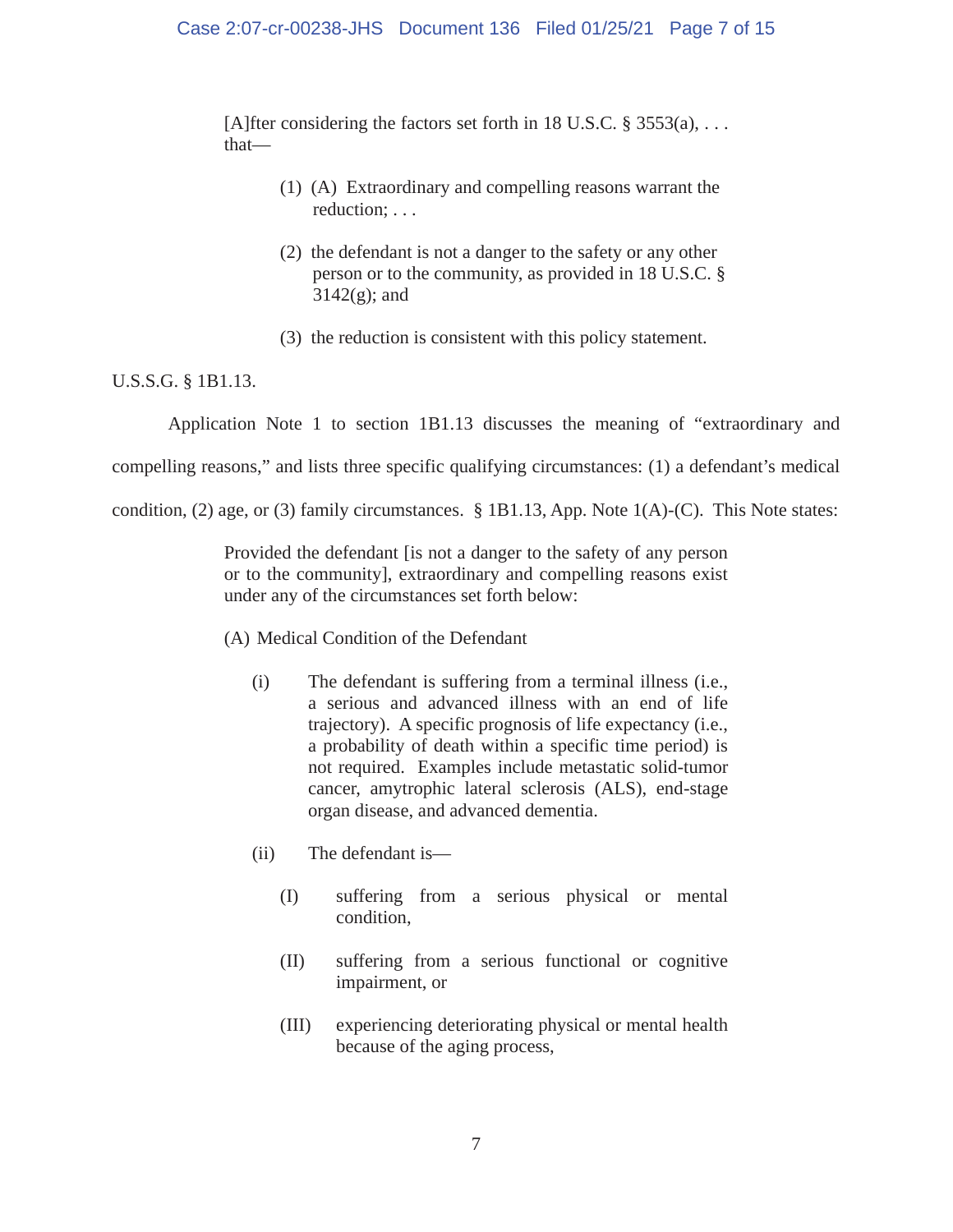> [A]fter considering the factors set forth in 18 U.S.C. § 3553(a), . . . that—
>
> (1) (A) Extraordinary and compelling reasons warrant the reduction; . . .
>
> (2) the defendant is not a danger to the safety or any other person or to the community, as provided in 18 U.S.C. § 3142(g); and
>
> (3) the reduction is consistent with this policy statement.

U.S.S.G. § 1B1.13.

Application Note 1 to section 1B1.13 discusses the meaning of "extraordinary and compelling reasons," and lists three specific qualifying circumstances: (1) a defendant's medical condition, (2) age, or (3) family circumstances. § 1B1.13, App. Note 1(A)-(C). This Note states:

> Provided the defendant [is not a danger to the safety of any person or to the community], extraordinary and compelling reasons exist under any of the circumstances set forth below:
>
> (A) Medical Condition of the Defendant
>
> (i) The defendant is suffering from a terminal illness (i.e., a serious and advanced illness with an end of life trajectory). A specific prognosis of life expectancy (i.e., a probability of death within a specific time period) is not required. Examples include metastatic solid-tumor cancer, amytrophic lateral sclerosis (ALS), end-stage organ disease, and advanced dementia.
>
> (ii) The defendant is—
>
> (I) suffering from a serious physical or mental condition,
>
> (II) suffering from a serious functional or cognitive impairment, or
>
> (III) experiencing deteriorating physical or mental health because of the aging process,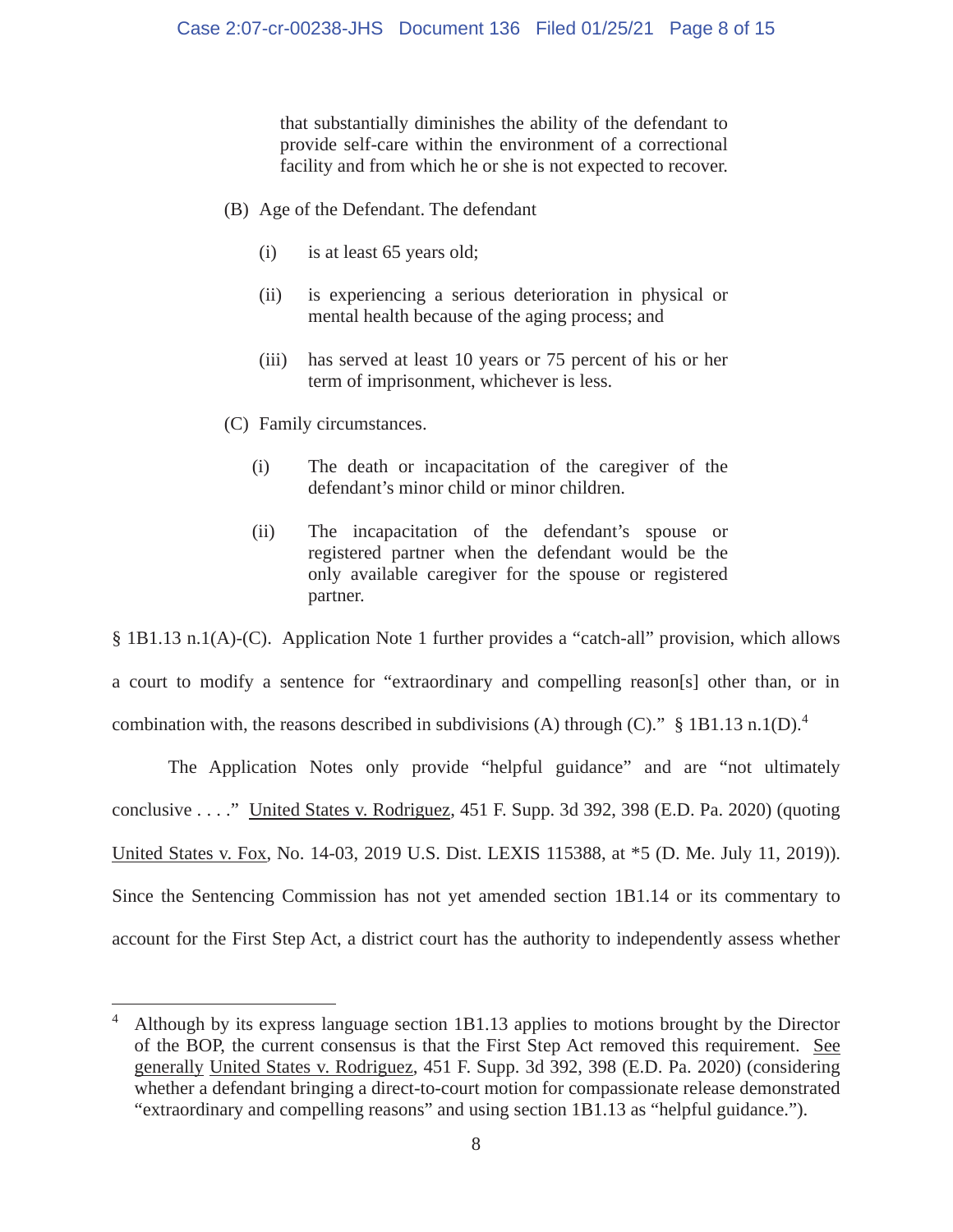> that substantially diminishes the ability of the defendant to provide self-care within the environment of a correctional facility and from which he or she is not expected to recover.
>
> (B) Age of the Defendant. The defendant
>
> > (i) is at least 65 years old;
> >
> > (ii) is experiencing a serious deterioration in physical or mental health because of the aging process; and
> >
> > (iii) has served at least 10 years or 75 percent of his or her term of imprisonment, whichever is less.
>
> (C) Family circumstances.
>
> > (i) The death or incapacitation of the caregiver of the defendant's minor child or minor children.
> >
> > (ii) The incapacitation of the defendant's spouse or registered partner when the defendant would be the only available caregiver for the spouse or registered partner.

§ 1B1.13 n.1(A)-(C). Application Note 1 further provides a "catch-all" provision, which allows a court to modify a sentence for "extraordinary and compelling reason[s] other than, or in combination with, the reasons described in subdivisions (A) through (C)." § 1B1.13 n.1(D).[4]

The Application Notes only provide "helpful guidance" and are "not ultimately conclusive . . . ." United States v. Rodriguez, 451 F. Supp. 3d 392, 398 (E.D. Pa. 2020) (quoting United States v. Fox, No. 14-03, 2019 U.S. Dist. LEXIS 115388, at *5 (D. Me. July 11, 2019)). Since the Sentencing Commission has not yet amended section 1B1.14 or its commentary to account for the First Step Act, a district court has the authority to independently assess whether

---

[4] Although by its express language section 1B1.13 applies to motions brought by the Director of the BOP, the current consensus is that the First Step Act removed this requirement. See generally United States v. Rodriguez, 451 F. Supp. 3d 392, 398 (E.D. Pa. 2020) (considering whether a defendant bringing a direct-to-court motion for compassionate release demonstrated "extraordinary and compelling reasons" and using section 1B1.13 as "helpful guidance.").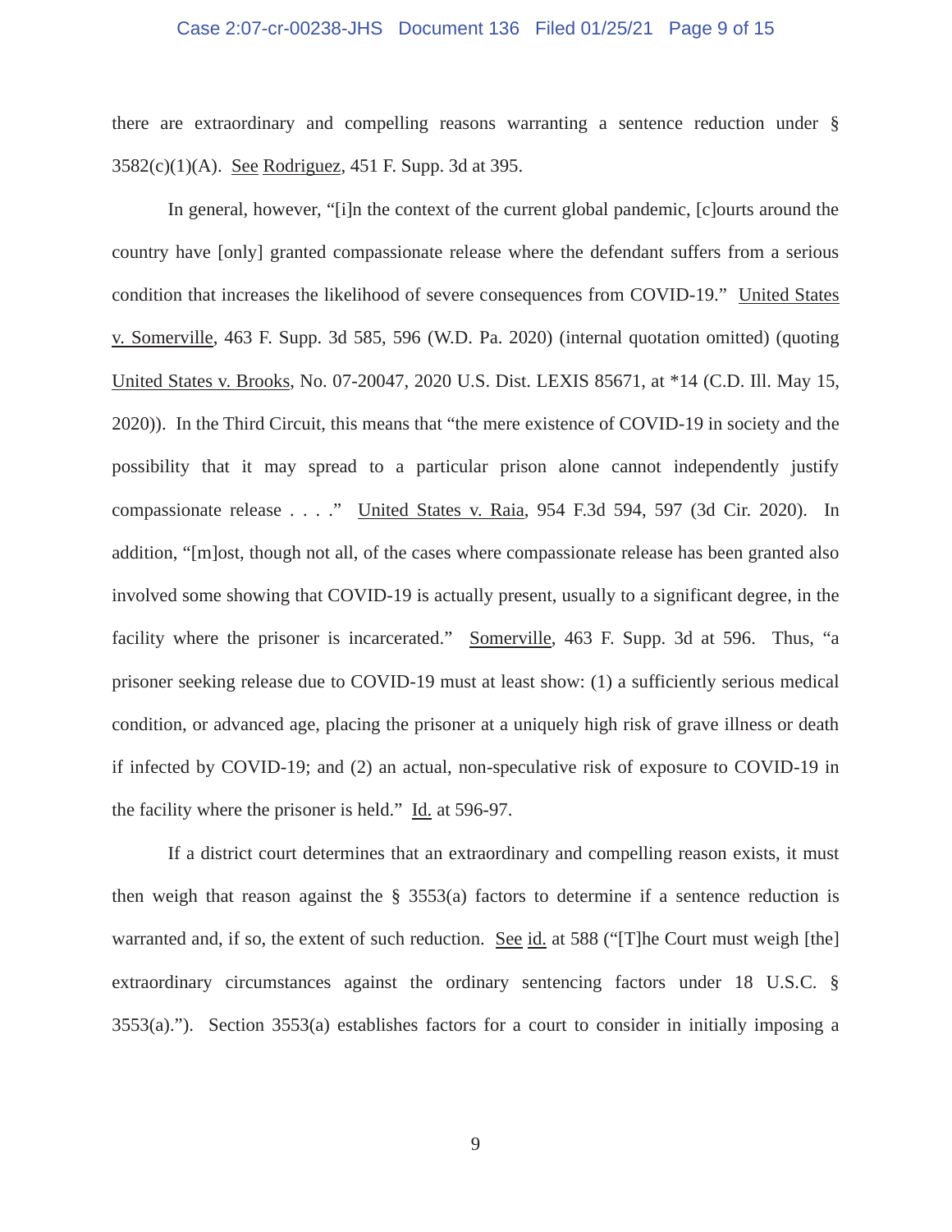there are extraordinary and compelling reasons warranting a sentence reduction under § 3582(c)(1)(A). See Rodriguez, 451 F. Supp. 3d at 395.

In general, however, "[i]n the context of the current global pandemic, [c]ourts around the country have [only] granted compassionate release where the defendant suffers from a serious condition that increases the likelihood of severe consequences from COVID-19." United States v. Somerville, 463 F. Supp. 3d 585, 596 (W.D. Pa. 2020) (internal quotation omitted) (quoting United States v. Brooks, No. 07-20047, 2020 U.S. Dist. LEXIS 85671, at *14 (C.D. Ill. May 15, 2020)). In the Third Circuit, this means that "the mere existence of COVID-19 in society and the possibility that it may spread to a particular prison alone cannot independently justify compassionate release . . . ." United States v. Raia, 954 F.3d 594, 597 (3d Cir. 2020). In addition, "[m]ost, though not all, of the cases where compassionate release has been granted also involved some showing that COVID-19 is actually present, usually to a significant degree, in the facility where the prisoner is incarcerated." Somerville, 463 F. Supp. 3d at 596. Thus, "a prisoner seeking release due to COVID-19 must at least show: (1) a sufficiently serious medical condition, or advanced age, placing the prisoner at a uniquely high risk of grave illness or death if infected by COVID-19; and (2) an actual, non-speculative risk of exposure to COVID-19 in the facility where the prisoner is held." Id. at 596-97.

If a district court determines that an extraordinary and compelling reason exists, it must then weigh that reason against the § 3553(a) factors to determine if a sentence reduction is warranted and, if so, the extent of such reduction. See id. at 588 ("[T]he Court must weigh [the] extraordinary circumstances against the ordinary sentencing factors under 18 U.S.C. § 3553(a)."). Section 3553(a) establishes factors for a court to consider in initially imposing a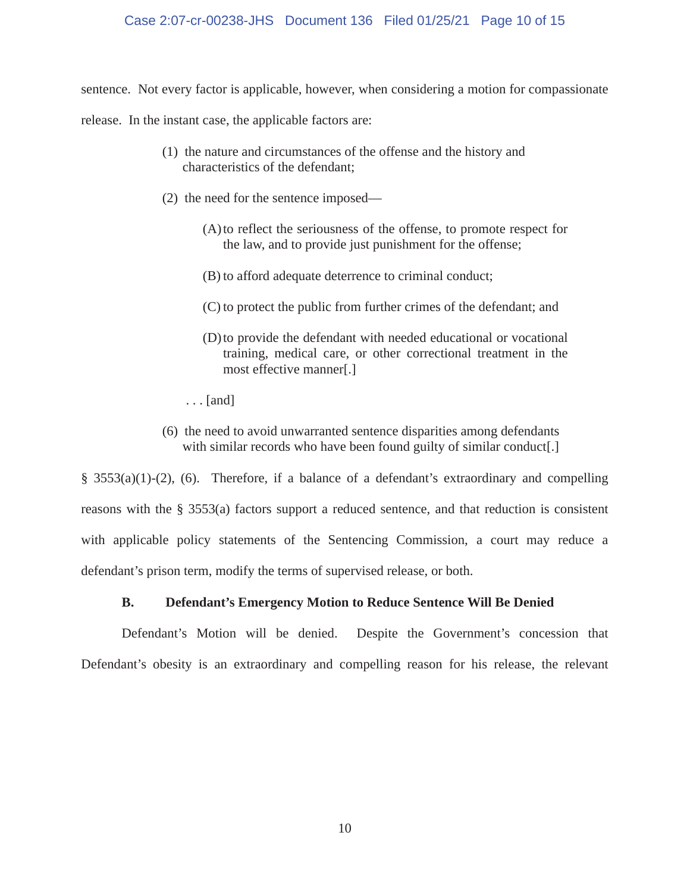sentence. Not every factor is applicable, however, when considering a motion for compassionate release. In the instant case, the applicable factors are:

> (1) the nature and circumstances of the offense and the history and characteristics of the defendant;
>
> (2) the need for the sentence imposed—
>
> > (A) to reflect the seriousness of the offense, to promote respect for the law, and to provide just punishment for the offense;
> >
> > (B) to afford adequate deterrence to criminal conduct;
> >
> > (C) to protect the public from further crimes of the defendant; and
> >
> > (D) to provide the defendant with needed educational or vocational training, medical care, or other correctional treatment in the most effective manner[.]
>
> . . . [and]
>
> (6) the need to avoid unwarranted sentence disparities among defendants with similar records who have been found guilty of similar conduct[.]

§ 3553(a)(1)-(2), (6). Therefore, if a balance of a defendant's extraordinary and compelling reasons with the § 3553(a) factors support a reduced sentence, and that reduction is consistent with applicable policy statements of the Sentencing Commission, a court may reduce a defendant's prison term, modify the terms of supervised release, or both.

### B. Defendant's Emergency Motion to Reduce Sentence Will Be Denied

Defendant's Motion will be denied. Despite the Government's concession that Defendant's obesity is an extraordinary and compelling reason for his release, the relevant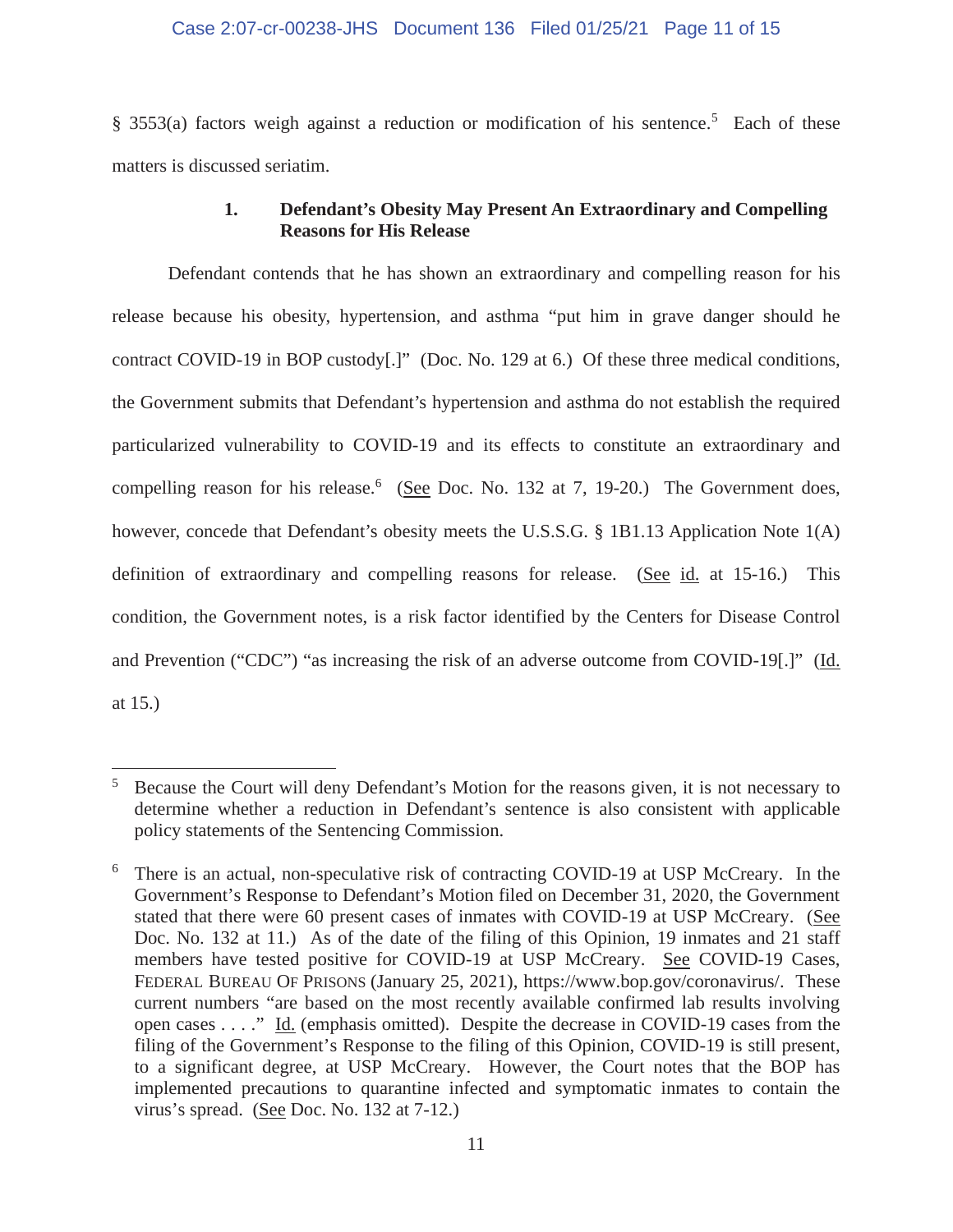§ 3553(a) factors weigh against a reduction or modification of his sentence.[5] Each of these matters is discussed seriatim.

### 1. Defendant's Obesity May Present An Extraordinary and Compelling Reasons for His Release

Defendant contends that he has shown an extraordinary and compelling reason for his release because his obesity, hypertension, and asthma "put him in grave danger should he contract COVID-19 in BOP custody[.]" (Doc. No. 129 at 6.) Of these three medical conditions, the Government submits that Defendant's hypertension and asthma do not establish the required particularized vulnerability to COVID-19 and its effects to constitute an extraordinary and compelling reason for his release.[6] (See Doc. No. 132 at 7, 19-20.) The Government does, however, concede that Defendant's obesity meets the U.S.S.G. § 1B1.13 Application Note 1(A) definition of extraordinary and compelling reasons for release. (See id. at 15-16.) This condition, the Government notes, is a risk factor identified by the Centers for Disease Control and Prevention ("CDC") "as increasing the risk of an adverse outcome from COVID-19[.]" (Id. at 15.)

---

[5] Because the Court will deny Defendant's Motion for the reasons given, it is not necessary to determine whether a reduction in Defendant's sentence is also consistent with applicable policy statements of the Sentencing Commission.

[6] There is an actual, non-speculative risk of contracting COVID-19 at USP McCreary. In the Government's Response to Defendant's Motion filed on December 31, 2020, the Government stated that there were 60 present cases of inmates with COVID-19 at USP McCreary. (See Doc. No. 132 at 11.) As of the date of the filing of this Opinion, 19 inmates and 21 staff members have tested positive for COVID-19 at USP McCreary. See COVID-19 Cases, FEDERAL BUREAU OF PRISONS (January 25, 2021), https://www.bop.gov/coronavirus/. These current numbers "are based on the most recently available confirmed lab results involving open cases . . . ." Id. (emphasis omitted). Despite the decrease in COVID-19 cases from the filing of the Government's Response to the filing of this Opinion, COVID-19 is still present, to a significant degree, at USP McCreary. However, the Court notes that the BOP has implemented precautions to quarantine infected and symptomatic inmates to contain the virus's spread. (See Doc. No. 132 at 7-12.)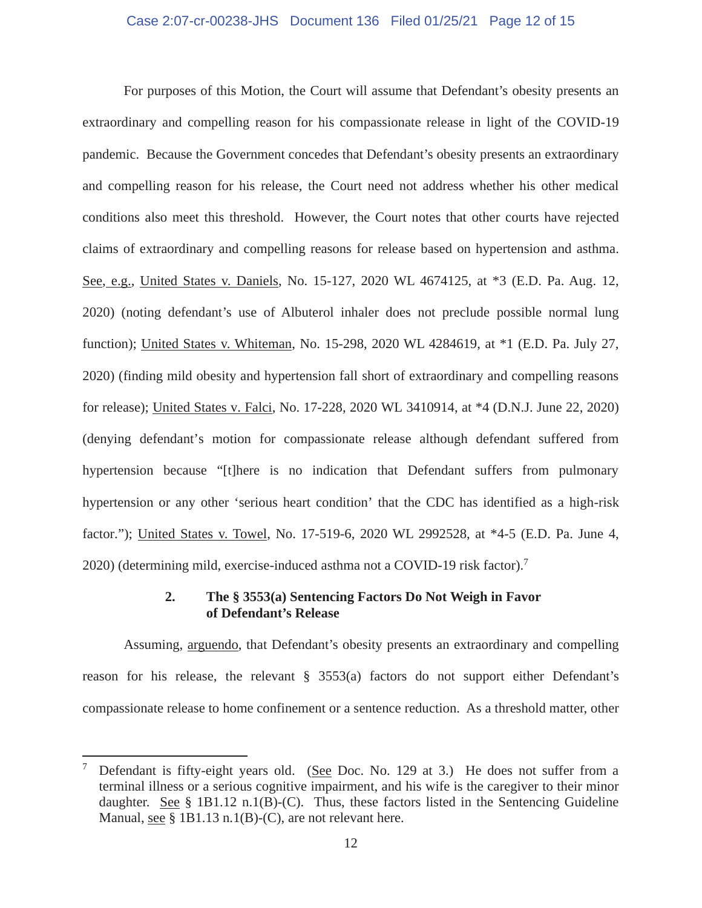For purposes of this Motion, the Court will assume that Defendant's obesity presents an extraordinary and compelling reason for his compassionate release in light of the COVID-19 pandemic. Because the Government concedes that Defendant's obesity presents an extraordinary and compelling reason for his release, the Court need not address whether his other medical conditions also meet this threshold. However, the Court notes that other courts have rejected claims of extraordinary and compelling reasons for release based on hypertension and asthma. See, e.g., United States v. Daniels, No. 15-127, 2020 WL 4674125, at *3 (E.D. Pa. Aug. 12, 2020) (noting defendant's use of Albuterol inhaler does not preclude possible normal lung function); United States v. Whiteman, No. 15-298, 2020 WL 4284619, at *1 (E.D. Pa. July 27, 2020) (finding mild obesity and hypertension fall short of extraordinary and compelling reasons for release); United States v. Falci, No. 17-228, 2020 WL 3410914, at *4 (D.N.J. June 22, 2020) (denying defendant's motion for compassionate release although defendant suffered from hypertension because "[t]here is no indication that Defendant suffers from pulmonary hypertension or any other 'serious heart condition' that the CDC has identified as a high-risk factor."); United States v. Towel, No. 17-519-6, 2020 WL 2992528, at *4-5 (E.D. Pa. June 4, 2020) (determining mild, exercise-induced asthma not a COVID-19 risk factor).[7]

**2. The § 3553(a) Sentencing Factors Do Not Weigh in Favor of Defendant's Release**

Assuming, arguendo, that Defendant's obesity presents an extraordinary and compelling reason for his release, the relevant § 3553(a) factors do not support either Defendant's compassionate release to home confinement or a sentence reduction. As a threshold matter, other

[7] Defendant is fifty-eight years old. (See Doc. No. 129 at 3.) He does not suffer from a terminal illness or a serious cognitive impairment, and his wife is the caregiver to their minor daughter. See § 1B1.12 n.1(B)-(C). Thus, these factors listed in the Sentencing Guideline Manual, see § 1B1.13 n.1(B)-(C), are not relevant here.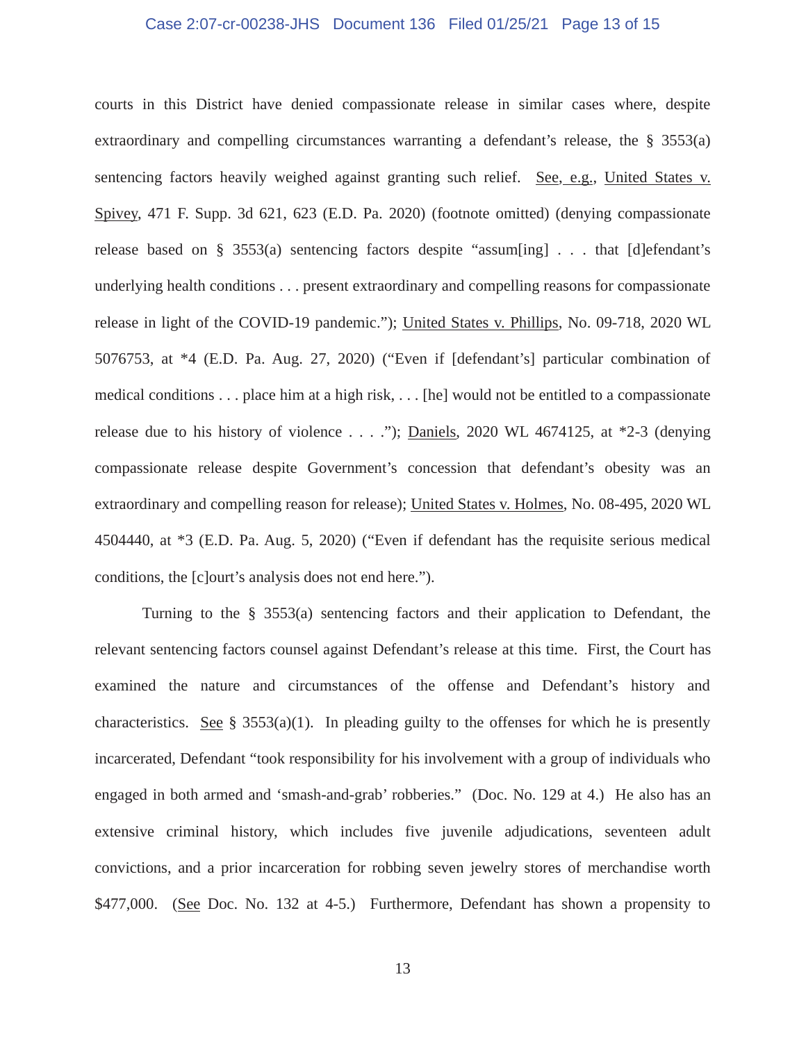courts in this District have denied compassionate release in similar cases where, despite extraordinary and compelling circumstances warranting a defendant's release, the § 3553(a) sentencing factors heavily weighed against granting such relief. See, e.g., United States v. Spivey, 471 F. Supp. 3d 621, 623 (E.D. Pa. 2020) (footnote omitted) (denying compassionate release based on § 3553(a) sentencing factors despite "assum[ing] . . . that [d]efendant's underlying health conditions . . . present extraordinary and compelling reasons for compassionate release in light of the COVID-19 pandemic."); United States v. Phillips, No. 09-718, 2020 WL 5076753, at *4 (E.D. Pa. Aug. 27, 2020) ("Even if [defendant's] particular combination of medical conditions . . . place him at a high risk, . . . [he] would not be entitled to a compassionate release due to his history of violence . . . ."); Daniels, 2020 WL 4674125, at *2-3 (denying compassionate release despite Government's concession that defendant's obesity was an extraordinary and compelling reason for release); United States v. Holmes, No. 08-495, 2020 WL 4504440, at *3 (E.D. Pa. Aug. 5, 2020) ("Even if defendant has the requisite serious medical conditions, the [c]ourt's analysis does not end here.").

Turning to the § 3553(a) sentencing factors and their application to Defendant, the relevant sentencing factors counsel against Defendant's release at this time. First, the Court has examined the nature and circumstances of the offense and Defendant's history and characteristics. See § 3553(a)(1). In pleading guilty to the offenses for which he is presently incarcerated, Defendant "took responsibility for his involvement with a group of individuals who engaged in both armed and 'smash-and-grab' robberies." (Doc. No. 129 at 4.) He also has an extensive criminal history, which includes five juvenile adjudications, seventeen adult convictions, and a prior incarceration for robbing seven jewelry stores of merchandise worth $477,000. (See Doc. No. 132 at 4-5.) Furthermore, Defendant has shown a propensity to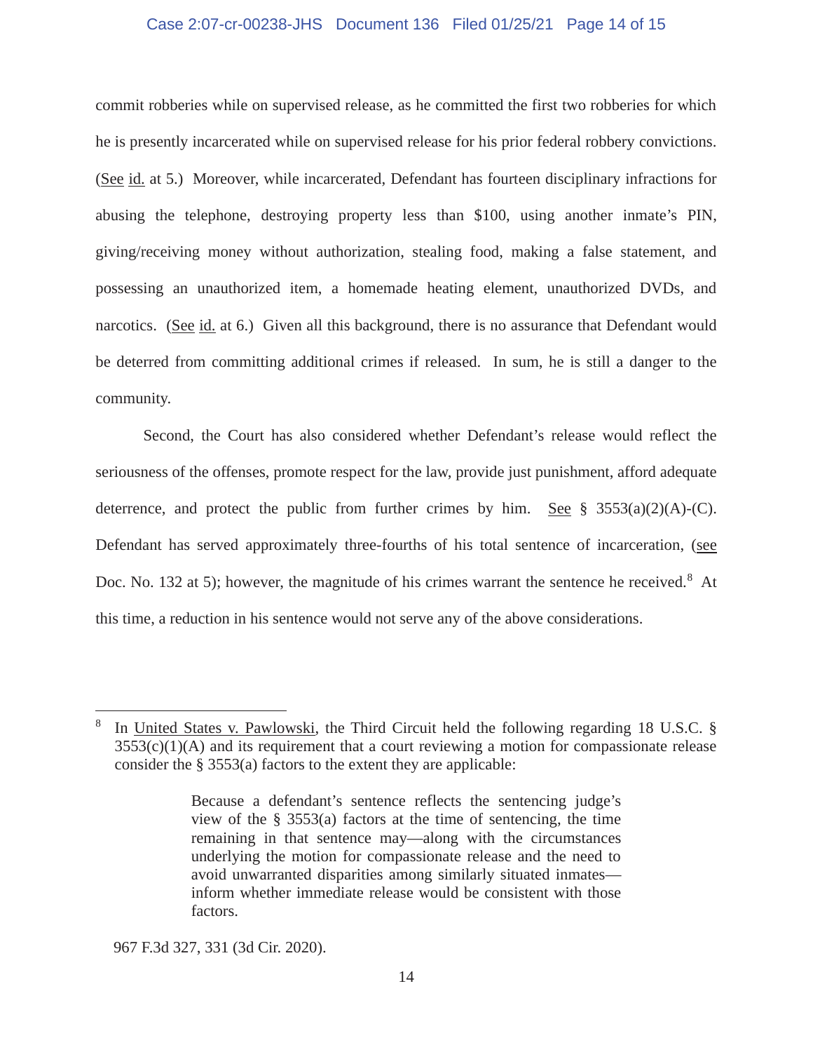commit robberies while on supervised release, as he committed the first two robberies for which he is presently incarcerated while on supervised release for his prior federal robbery convictions. (See id. at 5.) Moreover, while incarcerated, Defendant has fourteen disciplinary infractions for abusing the telephone, destroying property less than $100, using another inmate's PIN, giving/receiving money without authorization, stealing food, making a false statement, and possessing an unauthorized item, a homemade heating element, unauthorized DVDs, and narcotics. (See id. at 6.) Given all this background, there is no assurance that Defendant would be deterred from committing additional crimes if released. In sum, he is still a danger to the community.

Second, the Court has also considered whether Defendant's release would reflect the seriousness of the offenses, promote respect for the law, provide just punishment, afford adequate deterrence, and protect the public from further crimes by him. See § 3553(a)(2)(A)-(C). Defendant has served approximately three-fourths of his total sentence of incarceration, (see Doc. No. 132 at 5); however, the magnitude of his crimes warrant the sentence he received.[8] At this time, a reduction in his sentence would not serve any of the above considerations.

---

[8] In United States v. Pawlowski, the Third Circuit held the following regarding 18 U.S.C. § 3553(c)(1)(A) and its requirement that a court reviewing a motion for compassionate release consider the § 3553(a) factors to the extent they are applicable:

> Because a defendant's sentence reflects the sentencing judge's view of the § 3553(a) factors at the time of sentencing, the time remaining in that sentence may—along with the circumstances underlying the motion for compassionate release and the need to avoid unwarranted disparities among similarly situated inmates—inform whether immediate release would be consistent with those factors.

967 F.3d 327, 331 (3d Cir. 2020).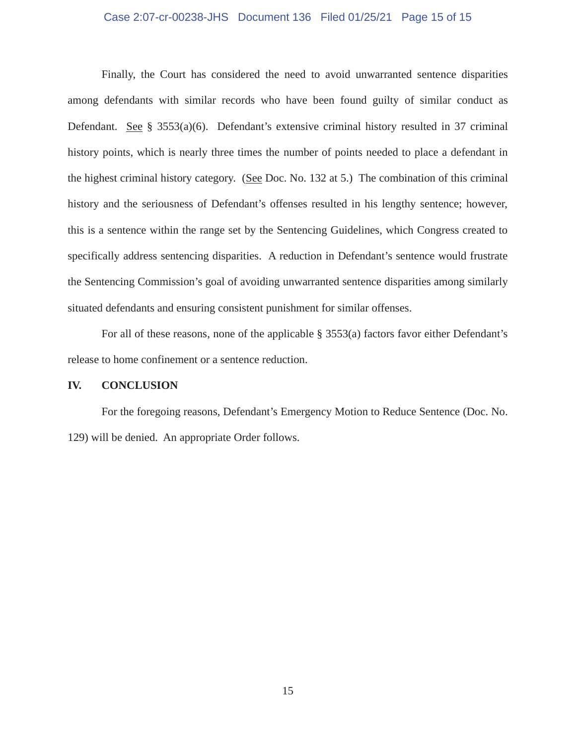Finally, the Court has considered the need to avoid unwarranted sentence disparities among defendants with similar records who have been found guilty of similar conduct as Defendant. See § 3553(a)(6). Defendant's extensive criminal history resulted in 37 criminal history points, which is nearly three times the number of points needed to place a defendant in the highest criminal history category. (See Doc. No. 132 at 5.) The combination of this criminal history and the seriousness of Defendant's offenses resulted in his lengthy sentence; however, this is a sentence within the range set by the Sentencing Guidelines, which Congress created to specifically address sentencing disparities. A reduction in Defendant's sentence would frustrate the Sentencing Commission's goal of avoiding unwarranted sentence disparities among similarly situated defendants and ensuring consistent punishment for similar offenses.

For all of these reasons, none of the applicable § 3553(a) factors favor either Defendant's release to home confinement or a sentence reduction.

## IV. CONCLUSION

For the foregoing reasons, Defendant's Emergency Motion to Reduce Sentence (Doc. No. 129) will be denied. An appropriate Order follows.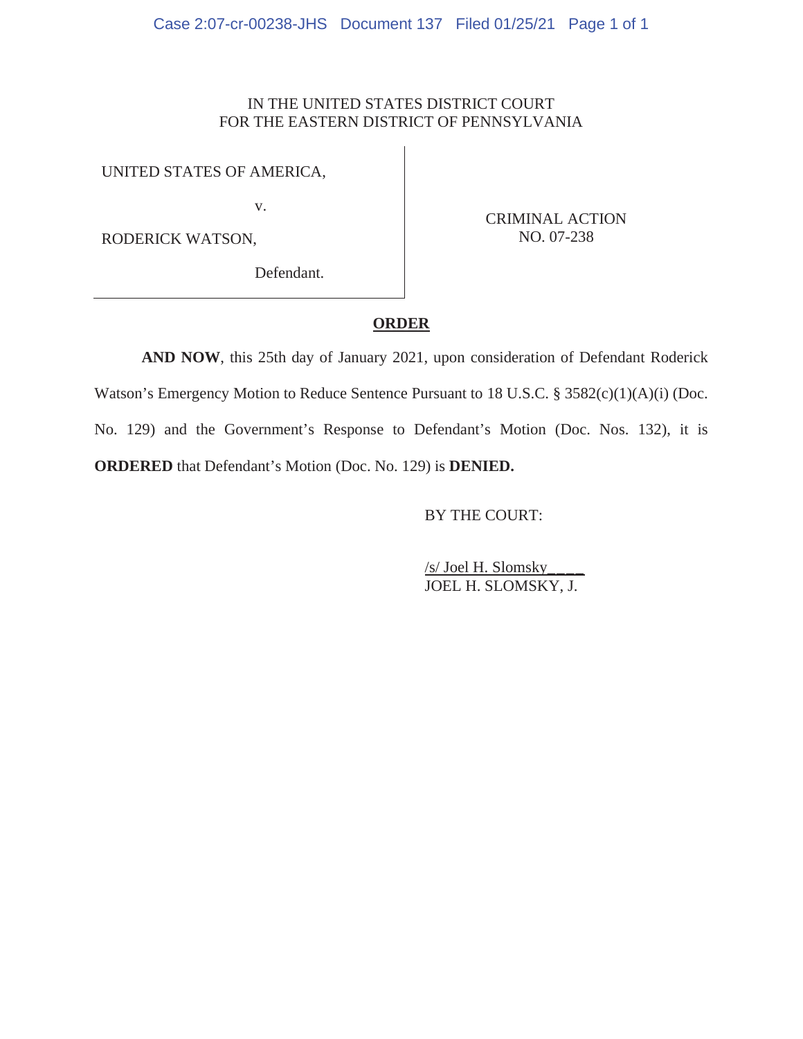IN THE UNITED STATES DISTRICT COURT
FOR THE EASTERN DISTRICT OF PENNSYLVANIA

| | |
|---|---|
| UNITED STATES OF AMERICA,<br><br>v.<br><br>RODERICK WATSON,<br><br>Defendant. | CRIMINAL ACTION<br>NO. 07-238 |

## ORDER

**AND NOW**, this 25th day of January 2021, upon consideration of Defendant Roderick Watson's Emergency Motion to Reduce Sentence Pursuant to 18 U.S.C. § 3582(c)(1)(A)(i) (Doc. No. 129) and the Government's Response to Defendant's Motion (Doc. Nos. 132), it is **ORDERED** that Defendant's Motion (Doc. No. 129) is **DENIED.**

BY THE COURT:

/s/ Joel H. Slomsky____
JOEL H. SLOMSKY, J.